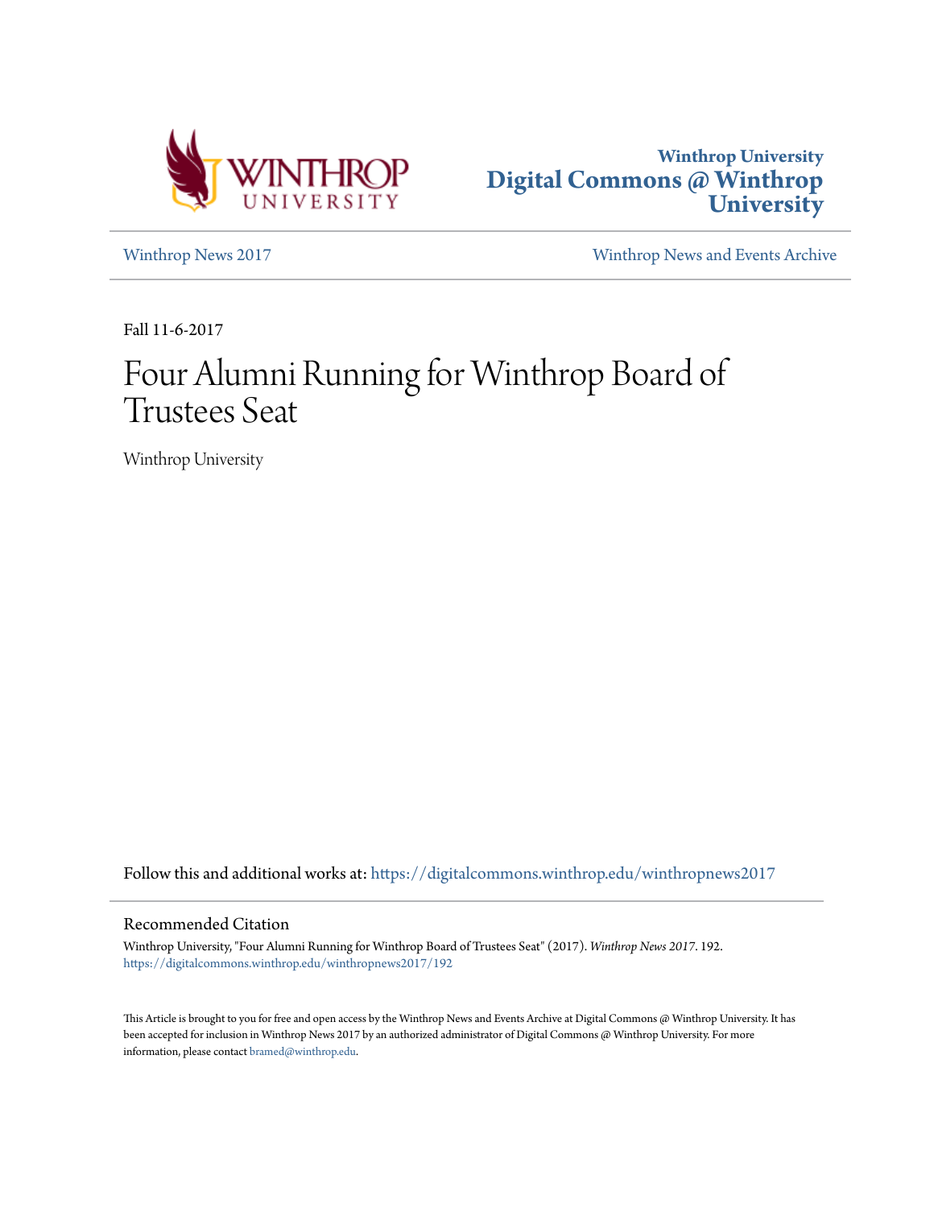Winthrop University
Digital Commons @ Winthrop University

Winthrop News 2017 | Winthrop News and Events Archive

Fall 11-6-2017

# Four Alumni Running for Winthrop Board of Trustees Seat

Winthrop University

Follow this and additional works at: https://digitalcommons.winthrop.edu/winthropnews2017

## Recommended Citation

Winthrop University, "Four Alumni Running for Winthrop Board of Trustees Seat" (2017). *Winthrop News 2017*. 192.
https://digitalcommons.winthrop.edu/winthropnews2017/192

This Article is brought to you for free and open access by the Winthrop News and Events Archive at Digital Commons @ Winthrop University. It has been accepted for inclusion in Winthrop News 2017 by an authorized administrator of Digital Commons @ Winthrop University. For more information, please contact bramed@winthrop.edu.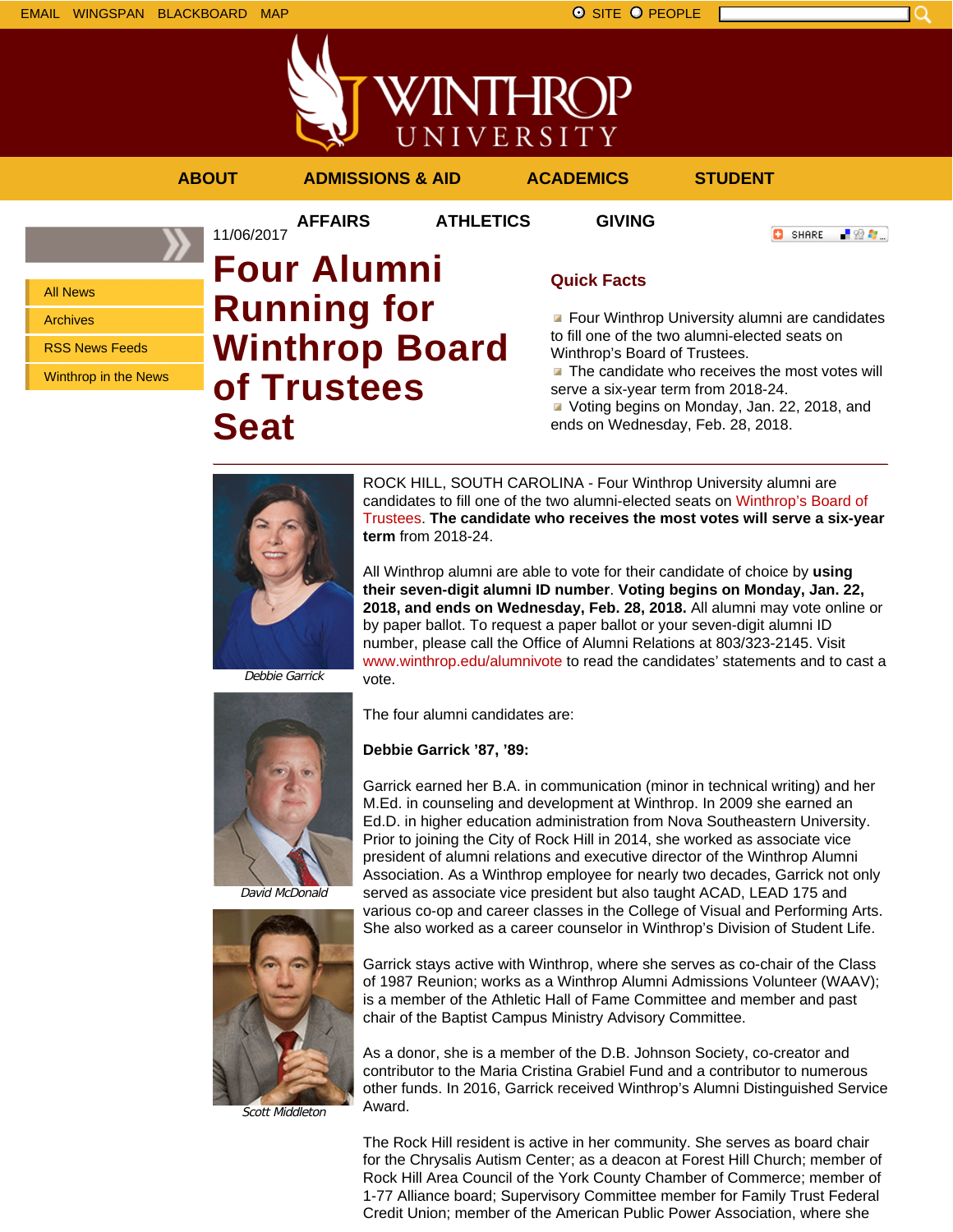EMAIL WINGSPAN BLACKBOARD MAP

SITE PEOPLE

ABOUT ADMISSIONS & AID ACADEMICS STUDENT AFFAIRS ATHLETICS GIVING

- All News
- Archives
- RSS News Feeds
- Winthrop in the News

11/06/2017

# Four Alumni Running for Winthrop Board of Trustees Seat

## Quick Facts

- Four Winthrop University alumni are candidates to fill one of the two alumni-elected seats on Winthrop's Board of Trustees.
- The candidate who receives the most votes will serve a six-year term from 2018-24.
- Voting begins on Monday, Jan. 22, 2018, and ends on Wednesday, Feb. 28, 2018.

---

*Debbie Garrick*

*David McDonald*

*Scott Middleton*

ROCK HILL, SOUTH CAROLINA - Four Winthrop University alumni are candidates to fill one of the two alumni-elected seats on Winthrop's Board of Trustees. **The candidate who receives the most votes will serve a six-year term** from 2018-24.

All Winthrop alumni are able to vote for their candidate of choice by **using their seven-digit alumni ID number**. **Voting begins on Monday, Jan. 22, 2018, and ends on Wednesday, Feb. 28, 2018.** All alumni may vote online or by paper ballot. To request a paper ballot or your seven-digit alumni ID number, please call the Office of Alumni Relations at 803/323-2145. Visit www.winthrop.edu/alumnivote to read the candidates' statements and to cast a vote.

The four alumni candidates are:

**Debbie Garrick '87, '89:**

Garrick earned her B.A. in communication (minor in technical writing) and her M.Ed. in counseling and development at Winthrop. In 2009 she earned an Ed.D. in higher education administration from Nova Southeastern University. Prior to joining the City of Rock Hill in 2014, she worked as associate vice president of alumni relations and executive director of the Winthrop Alumni Association. As a Winthrop employee for nearly two decades, Garrick not only served as associate vice president but also taught ACAD, LEAD 175 and various co-op and career classes in the College of Visual and Performing Arts. She also worked as a career counselor in Winthrop's Division of Student Life.

Garrick stays active with Winthrop, where she serves as co-chair of the Class of 1987 Reunion; works as a Winthrop Alumni Admissions Volunteer (WAAV); is a member of the Athletic Hall of Fame Committee and member and past chair of the Baptist Campus Ministry Advisory Committee.

As a donor, she is a member of the D.B. Johnson Society, co-creator and contributor to the Maria Cristina Grabiel Fund and a contributor to numerous other funds. In 2016, Garrick received Winthrop's Alumni Distinguished Service Award.

The Rock Hill resident is active in her community. She serves as board chair for the Chrysalis Autism Center; as a deacon at Forest Hill Church; member of Rock Hill Area Council of the York County Chamber of Commerce; member of 1-77 Alliance board; Supervisory Committee member for Family Trust Federal Credit Union; member of the American Public Power Association, where she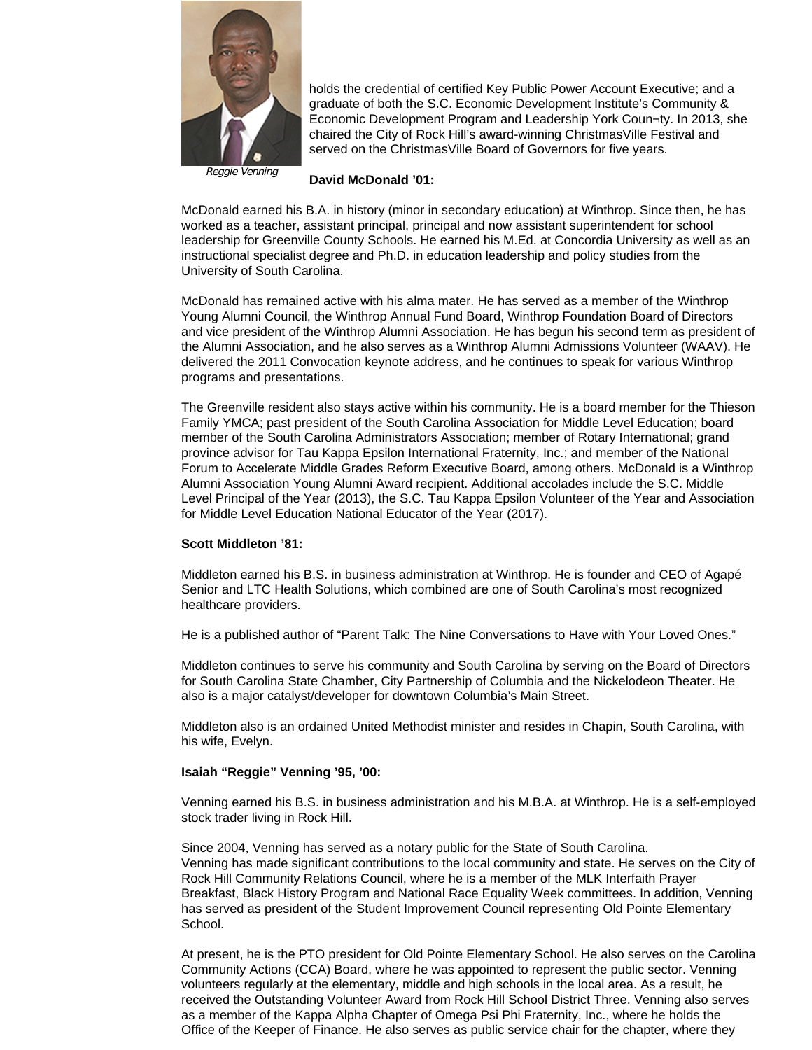holds the credential of certified Key Public Power Account Executive; and a graduate of both the S.C. Economic Development Institute's Community & Economic Development Program and Leadership York Coun¬ty. In 2013, she chaired the City of Rock Hill's award-winning ChristmasVille Festival and served on the ChristmasVille Board of Governors for five years.

*Reggie Venning*

**David McDonald '01:**

McDonald earned his B.A. in history (minor in secondary education) at Winthrop. Since then, he has worked as a teacher, assistant principal, principal and now assistant superintendent for school leadership for Greenville County Schools. He earned his M.Ed. at Concordia University as well as an instructional specialist degree and Ph.D. in education leadership and policy studies from the University of South Carolina.

McDonald has remained active with his alma mater. He has served as a member of the Winthrop Young Alumni Council, the Winthrop Annual Fund Board, Winthrop Foundation Board of Directors and vice president of the Winthrop Alumni Association. He has begun his second term as president of the Alumni Association, and he also serves as a Winthrop Alumni Admissions Volunteer (WAAV). He delivered the 2011 Convocation keynote address, and he continues to speak for various Winthrop programs and presentations.

The Greenville resident also stays active within his community. He is a board member for the Thieson Family YMCA; past president of the South Carolina Association for Middle Level Education; board member of the South Carolina Administrators Association; member of Rotary International; grand province advisor for Tau Kappa Epsilon International Fraternity, Inc.; and member of the National Forum to Accelerate Middle Grades Reform Executive Board, among others. McDonald is a Winthrop Alumni Association Young Alumni Award recipient. Additional accolades include the S.C. Middle Level Principal of the Year (2013), the S.C. Tau Kappa Epsilon Volunteer of the Year and Association for Middle Level Education National Educator of the Year (2017).

**Scott Middleton '81:**

Middleton earned his B.S. in business administration at Winthrop. He is founder and CEO of Agapé Senior and LTC Health Solutions, which combined are one of South Carolina's most recognized healthcare providers.

He is a published author of "Parent Talk: The Nine Conversations to Have with Your Loved Ones."

Middleton continues to serve his community and South Carolina by serving on the Board of Directors for South Carolina State Chamber, City Partnership of Columbia and the Nickelodeon Theater. He also is a major catalyst/developer for downtown Columbia's Main Street.

Middleton also is an ordained United Methodist minister and resides in Chapin, South Carolina, with his wife, Evelyn.

**Isaiah "Reggie" Venning '95, '00:**

Venning earned his B.S. in business administration and his M.B.A. at Winthrop. He is a self-employed stock trader living in Rock Hill.

Since 2004, Venning has served as a notary public for the State of South Carolina.
Venning has made significant contributions to the local community and state. He serves on the City of Rock Hill Community Relations Council, where he is a member of the MLK Interfaith Prayer Breakfast, Black History Program and National Race Equality Week committees. In addition, Venning has served as president of the Student Improvement Council representing Old Pointe Elementary School.

At present, he is the PTO president for Old Pointe Elementary School. He also serves on the Carolina Community Actions (CCA) Board, where he was appointed to represent the public sector. Venning volunteers regularly at the elementary, middle and high schools in the local area. As a result, he received the Outstanding Volunteer Award from Rock Hill School District Three. Venning also serves as a member of the Kappa Alpha Chapter of Omega Psi Phi Fraternity, Inc., where he holds the Office of the Keeper of Finance. He also serves as public service chair for the chapter, where they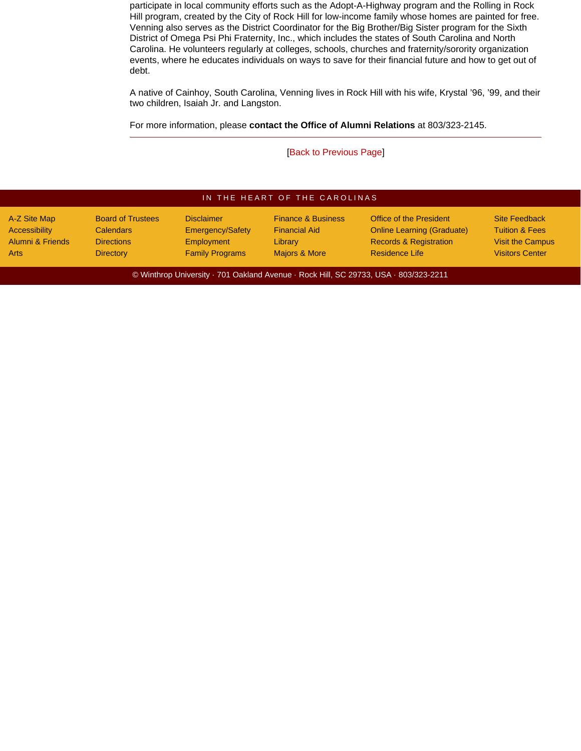participate in local community efforts such as the Adopt-A-Highway program and the Rolling in Rock Hill program, created by the City of Rock Hill for low-income family whose homes are painted for free. Venning also serves as the District Coordinator for the Big Brother/Big Sister program for the Sixth District of Omega Psi Phi Fraternity, Inc., which includes the states of South Carolina and North Carolina. He volunteers regularly at colleges, schools, churches and fraternity/sorority organization events, where he educates individuals on ways to save for their financial future and how to get out of debt.

A native of Cainhoy, South Carolina, Venning lives in Rock Hill with his wife, Krystal '96, '99, and their two children, Isaiah Jr. and Langston.

For more information, please **contact the Office of Alumni Relations** at 803/323-2145.

---

[Back to Previous Page]

IN THE HEART OF THE CAROLINAS

A-Z Site Map
Accessibility
Alumni & Friends
Arts
Board of Trustees
Calendars
Directions
Directory
Disclaimer
Emergency/Safety
Employment
Family Programs
Finance & Business
Financial Aid
Library
Majors & More
Office of the President
Online Learning (Graduate)
Records & Registration
Residence Life
Site Feedback
Tuition & Fees
Visit the Campus
Visitors Center

© Winthrop University · 701 Oakland Avenue · Rock Hill, SC 29733, USA · 803/323-2211